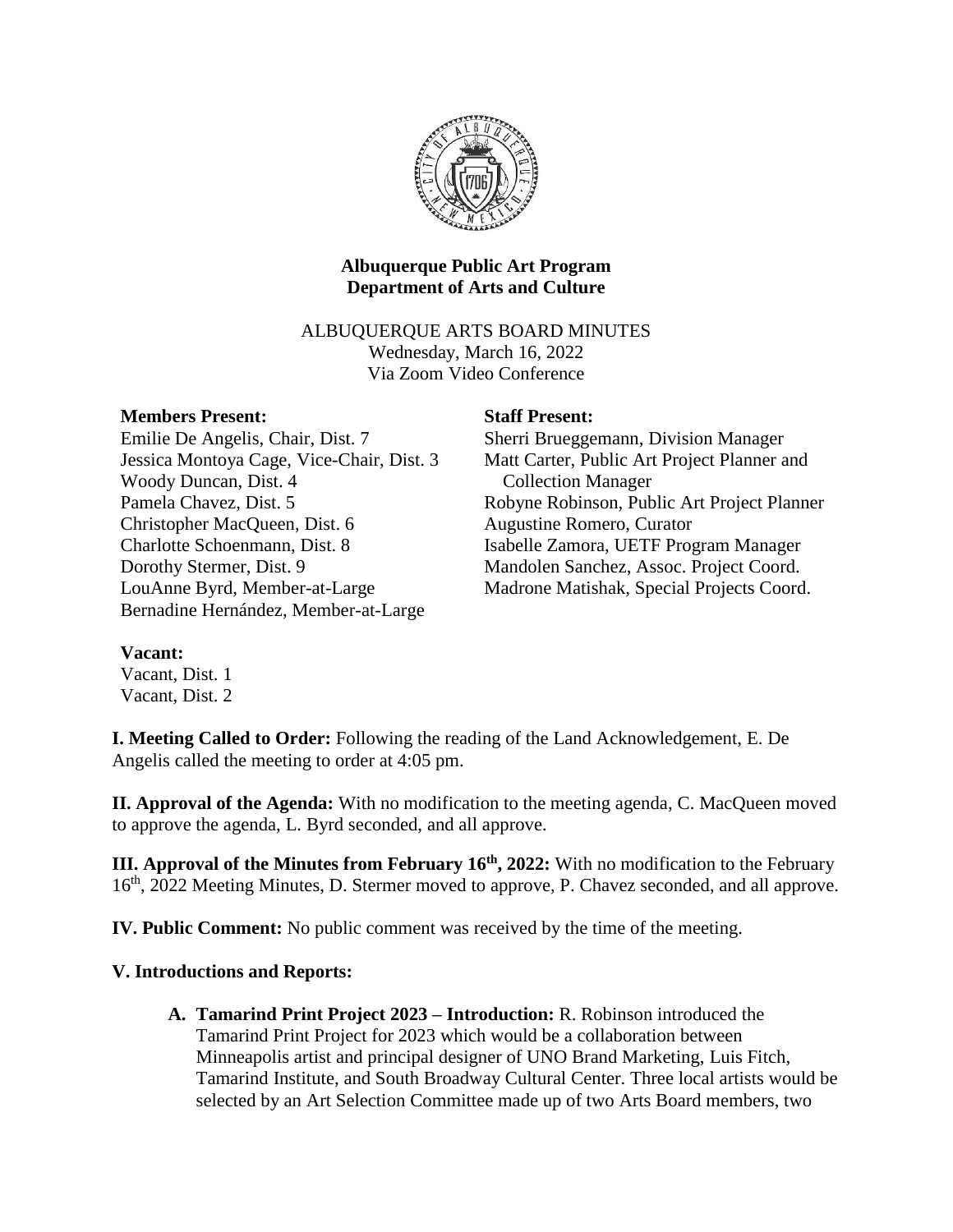**Albuquerque Public Art Program**
**Department of Arts and Culture**

ALBUQUERQUE ARTS BOARD MINUTES
Wednesday, March 16, 2022
Via Zoom Video Conference

**Members Present:**
Emilie De Angelis, Chair, Dist. 7
Jessica Montoya Cage, Vice-Chair, Dist. 3
Woody Duncan, Dist. 4
Pamela Chavez, Dist. 5
Christopher MacQueen, Dist. 6
Charlotte Schoenmann, Dist. 8
Dorothy Stermer, Dist. 9
LouAnne Byrd, Member-at-Large
Bernadine Hernández, Member-at-Large

**Staff Present:**
Sherri Brueggemann, Division Manager
Matt Carter, Public Art Project Planner and Collection Manager
Robyne Robinson, Public Art Project Planner
Augustine Romero, Curator
Isabelle Zamora, UETF Program Manager
Mandolen Sanchez, Assoc. Project Coord.
Madrone Matishak, Special Projects Coord.

**Vacant:**
Vacant, Dist. 1
Vacant, Dist. 2

**I. Meeting Called to Order:** Following the reading of the Land Acknowledgement, E. De Angelis called the meeting to order at 4:05 pm.

**II. Approval of the Agenda:** With no modification to the meeting agenda, C. MacQueen moved to approve the agenda, L. Byrd seconded, and all approve.

**III. Approval of the Minutes from February 16th, 2022:** With no modification to the February 16th, 2022 Meeting Minutes, D. Stermer moved to approve, P. Chavez seconded, and all approve.

**IV. Public Comment:** No public comment was received by the time of the meeting.

**V. Introductions and Reports:**

**A. Tamarind Print Project 2023 – Introduction:** R. Robinson introduced the Tamarind Print Project for 2023 which would be a collaboration between Minneapolis artist and principal designer of UNO Brand Marketing, Luis Fitch, Tamarind Institute, and South Broadway Cultural Center. Three local artists would be selected by an Art Selection Committee made up of two Arts Board members, two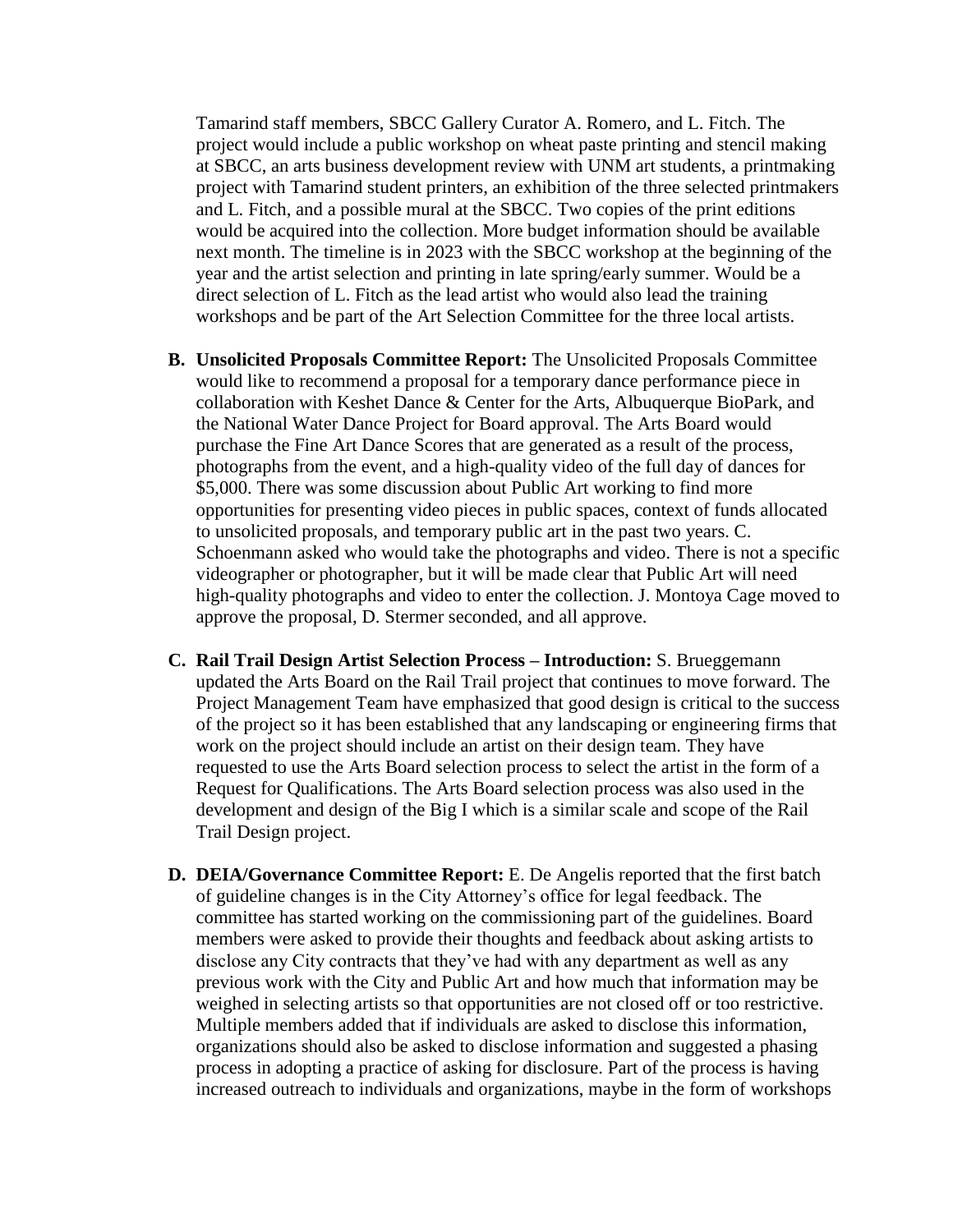Tamarind staff members, SBCC Gallery Curator A. Romero, and L. Fitch. The project would include a public workshop on wheat paste printing and stencil making at SBCC, an arts business development review with UNM art students, a printmaking project with Tamarind student printers, an exhibition of the three selected printmakers and L. Fitch, and a possible mural at the SBCC. Two copies of the print editions would be acquired into the collection. More budget information should be available next month. The timeline is in 2023 with the SBCC workshop at the beginning of the year and the artist selection and printing in late spring/early summer. Would be a direct selection of L. Fitch as the lead artist who would also lead the training workshops and be part of the Art Selection Committee for the three local artists.

B. **Unsolicited Proposals Committee Report:** The Unsolicited Proposals Committee would like to recommend a proposal for a temporary dance performance piece in collaboration with Keshet Dance & Center for the Arts, Albuquerque BioPark, and the National Water Dance Project for Board approval. The Arts Board would purchase the Fine Art Dance Scores that are generated as a result of the process, photographs from the event, and a high-quality video of the full day of dances for $5,000. There was some discussion about Public Art working to find more opportunities for presenting video pieces in public spaces, context of funds allocated to unsolicited proposals, and temporary public art in the past two years. C. Schoenmann asked who would take the photographs and video. There is not a specific videographer or photographer, but it will be made clear that Public Art will need high-quality photographs and video to enter the collection. J. Montoya Cage moved to approve the proposal, D. Stermer seconded, and all approve.

C. **Rail Trail Design Artist Selection Process – Introduction:** S. Brueggemann updated the Arts Board on the Rail Trail project that continues to move forward. The Project Management Team have emphasized that good design is critical to the success of the project so it has been established that any landscaping or engineering firms that work on the project should include an artist on their design team. They have requested to use the Arts Board selection process to select the artist in the form of a Request for Qualifications. The Arts Board selection process was also used in the development and design of the Big I which is a similar scale and scope of the Rail Trail Design project.

D. **DEIA/Governance Committee Report:** E. De Angelis reported that the first batch of guideline changes is in the City Attorney's office for legal feedback. The committee has started working on the commissioning part of the guidelines. Board members were asked to provide their thoughts and feedback about asking artists to disclose any City contracts that they've had with any department as well as any previous work with the City and Public Art and how much that information may be weighed in selecting artists so that opportunities are not closed off or too restrictive. Multiple members added that if individuals are asked to disclose this information, organizations should also be asked to disclose information and suggested a phasing process in adopting a practice of asking for disclosure. Part of the process is having increased outreach to individuals and organizations, maybe in the form of workshops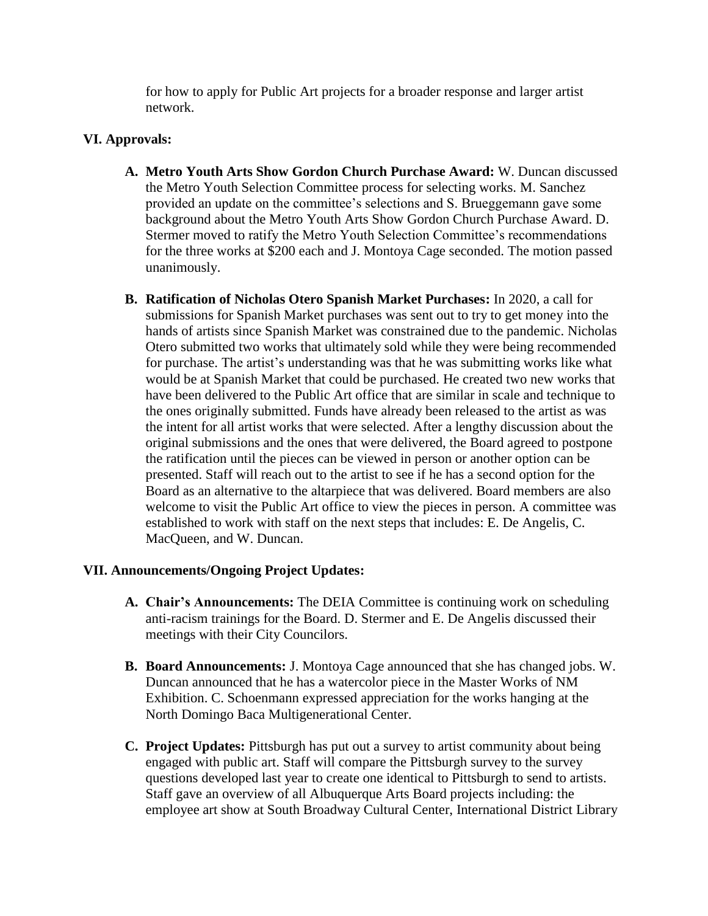for how to apply for Public Art projects for a broader response and larger artist network.

## VI. Approvals:

A. **Metro Youth Arts Show Gordon Church Purchase Award:** W. Duncan discussed the Metro Youth Selection Committee process for selecting works. M. Sanchez provided an update on the committee's selections and S. Brueggemann gave some background about the Metro Youth Arts Show Gordon Church Purchase Award. D. Stermer moved to ratify the Metro Youth Selection Committee's recommendations for the three works at $200 each and J. Montoya Cage seconded. The motion passed unanimously.

B. **Ratification of Nicholas Otero Spanish Market Purchases:** In 2020, a call for submissions for Spanish Market purchases was sent out to try to get money into the hands of artists since Spanish Market was constrained due to the pandemic. Nicholas Otero submitted two works that ultimately sold while they were being recommended for purchase. The artist's understanding was that he was submitting works like what would be at Spanish Market that could be purchased. He created two new works that have been delivered to the Public Art office that are similar in scale and technique to the ones originally submitted. Funds have already been released to the artist as was the intent for all artist works that were selected. After a lengthy discussion about the original submissions and the ones that were delivered, the Board agreed to postpone the ratification until the pieces can be viewed in person or another option can be presented. Staff will reach out to the artist to see if he has a second option for the Board as an alternative to the altarpiece that was delivered. Board members are also welcome to visit the Public Art office to view the pieces in person. A committee was established to work with staff on the next steps that includes: E. De Angelis, C. MacQueen, and W. Duncan.

## VII. Announcements/Ongoing Project Updates:

A. **Chair's Announcements:** The DEIA Committee is continuing work on scheduling anti-racism trainings for the Board. D. Stermer and E. De Angelis discussed their meetings with their City Councilors.

B. **Board Announcements:** J. Montoya Cage announced that she has changed jobs. W. Duncan announced that he has a watercolor piece in the Master Works of NM Exhibition. C. Schoenmann expressed appreciation for the works hanging at the North Domingo Baca Multigenerational Center.

C. **Project Updates:** Pittsburgh has put out a survey to artist community about being engaged with public art. Staff will compare the Pittsburgh survey to the survey questions developed last year to create one identical to Pittsburgh to send to artists. Staff gave an overview of all Albuquerque Arts Board projects including: the employee art show at South Broadway Cultural Center, International District Library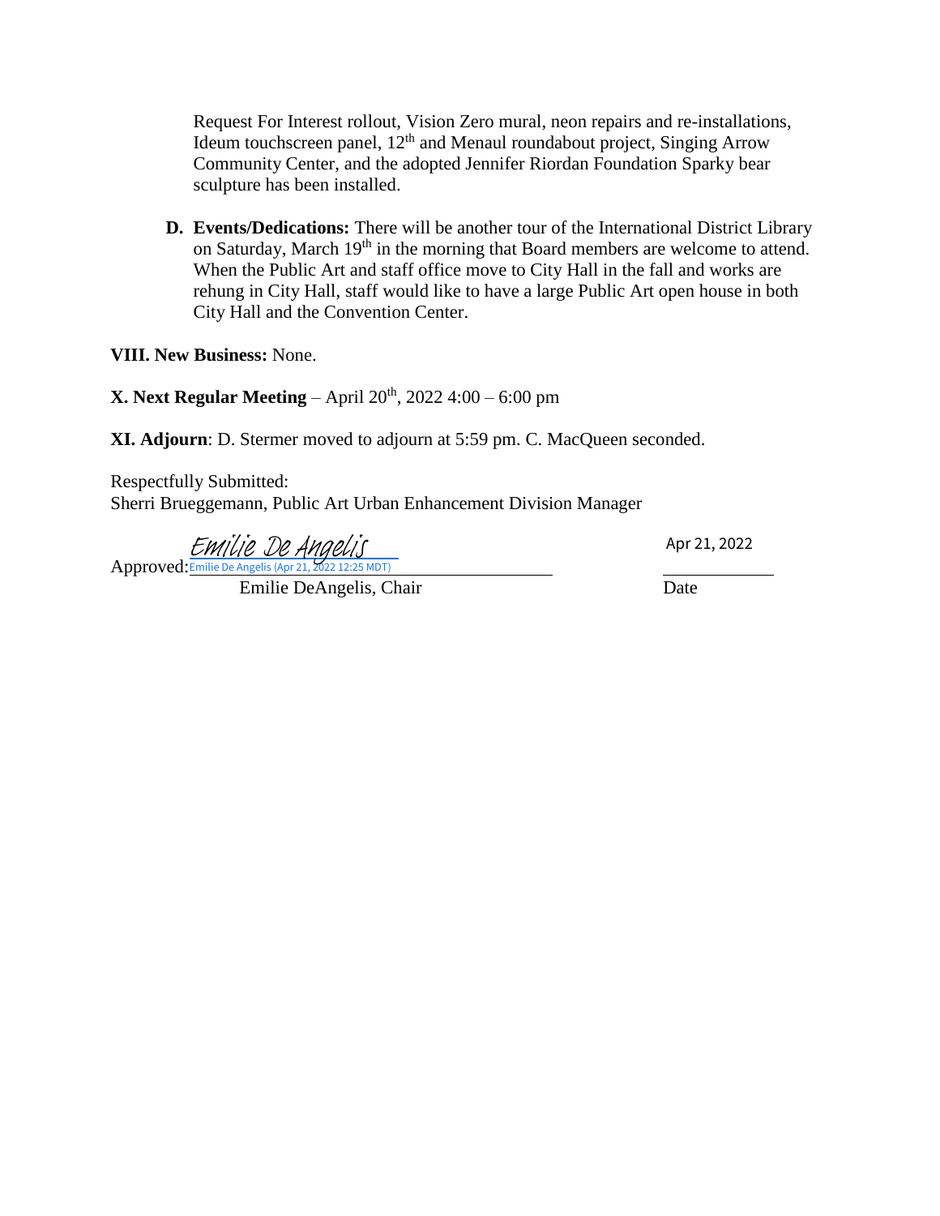Request For Interest rollout, Vision Zero mural, neon repairs and re-installations, Ideum touchscreen panel, 12th and Menaul roundabout project, Singing Arrow Community Center, and the adopted Jennifer Riordan Foundation Sparky bear sculpture has been installed.

**D. Events/Dedications:** There will be another tour of the International District Library on Saturday, March 19th in the morning that Board members are welcome to attend. When the Public Art and staff office move to City Hall in the fall and works are rehung in City Hall, staff would like to have a large Public Art open house in both City Hall and the Convention Center.

**VIII. New Business:** None.

**X. Next Regular Meeting** – April 20th, 2022 4:00 – 6:00 pm

**XI. Adjourn**: D. Stermer moved to adjourn at 5:59 pm. C. MacQueen seconded.

Respectfully Submitted:
Sherri Brueggemann, Public Art Urban Enhancement Division Manager

Approved: *Emilie De Angelis*
Emilie De Angelis (Apr 21, 2022 12:25 MDT)

Emilie DeAngelis, Chair

Apr 21, 2022
Date